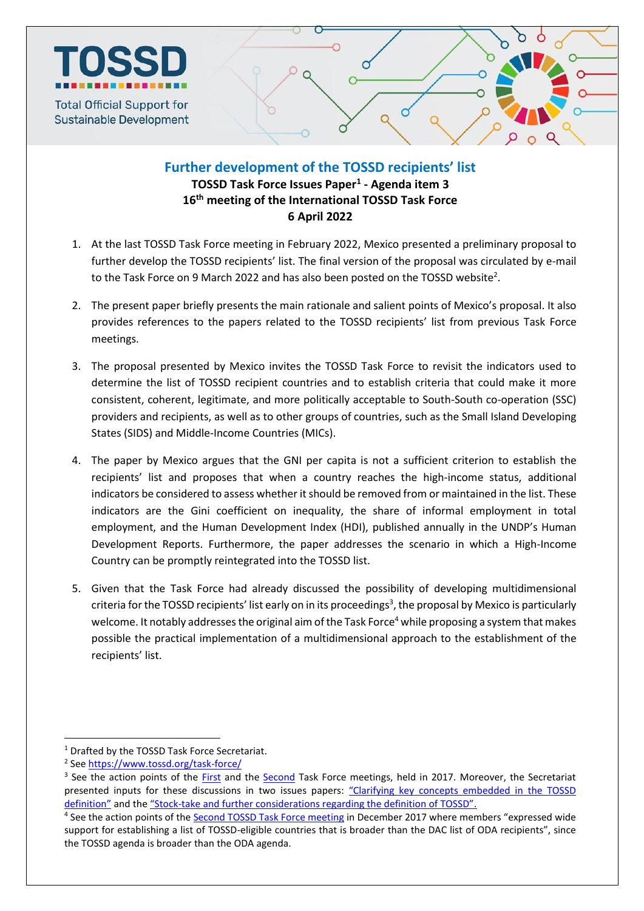TOSSD

Total Official Support for Sustainable Development

# Further development of the TOSSD recipients' list

**TOSSD Task Force Issues Paper[1] - Agenda item 3**
**16th meeting of the International TOSSD Task Force**
**6 April 2022**

1. At the last TOSSD Task Force meeting in February 2022, Mexico presented a preliminary proposal to further develop the TOSSD recipients' list. The final version of the proposal was circulated by e-mail to the Task Force on 9 March 2022 and has also been posted on the TOSSD website[2].

2. The present paper briefly presents the main rationale and salient points of Mexico's proposal. It also provides references to the papers related to the TOSSD recipients' list from previous Task Force meetings.

3. The proposal presented by Mexico invites the TOSSD Task Force to revisit the indicators used to determine the list of TOSSD recipient countries and to establish criteria that could make it more consistent, coherent, legitimate, and more politically acceptable to South-South co-operation (SSC) providers and recipients, as well as to other groups of countries, such as the Small Island Developing States (SIDS) and Middle-Income Countries (MICs).

4. The paper by Mexico argues that the GNI per capita is not a sufficient criterion to establish the recipients' list and proposes that when a country reaches the high-income status, additional indicators be considered to assess whether it should be removed from or maintained in the list. These indicators are the Gini coefficient on inequality, the share of informal employment in total employment, and the Human Development Index (HDI), published annually in the UNDP's Human Development Reports. Furthermore, the paper addresses the scenario in which a High-Income Country can be promptly reintegrated into the TOSSD list.

5. Given that the Task Force had already discussed the possibility of developing multidimensional criteria for the TOSSD recipients' list early on in its proceedings[3], the proposal by Mexico is particularly welcome. It notably addresses the original aim of the Task Force[4] while proposing a system that makes possible the practical implementation of a multidimensional approach to the establishment of the recipients' list.

---

[1] Drafted by the TOSSD Task Force Secretariat.

[2] See https://www.tossd.org/task-force/

[3] See the action points of the First and the Second Task Force meetings, held in 2017. Moreover, the Secretariat presented inputs for these discussions in two issues papers: "Clarifying key concepts embedded in the TOSSD definition" and the "Stock-take and further considerations regarding the definition of TOSSD".

[4] See the action points of the Second TOSSD Task Force meeting in December 2017 where members "expressed wide support for establishing a list of TOSSD-eligible countries that is broader than the DAC list of ODA recipients", since the TOSSD agenda is broader than the ODA agenda.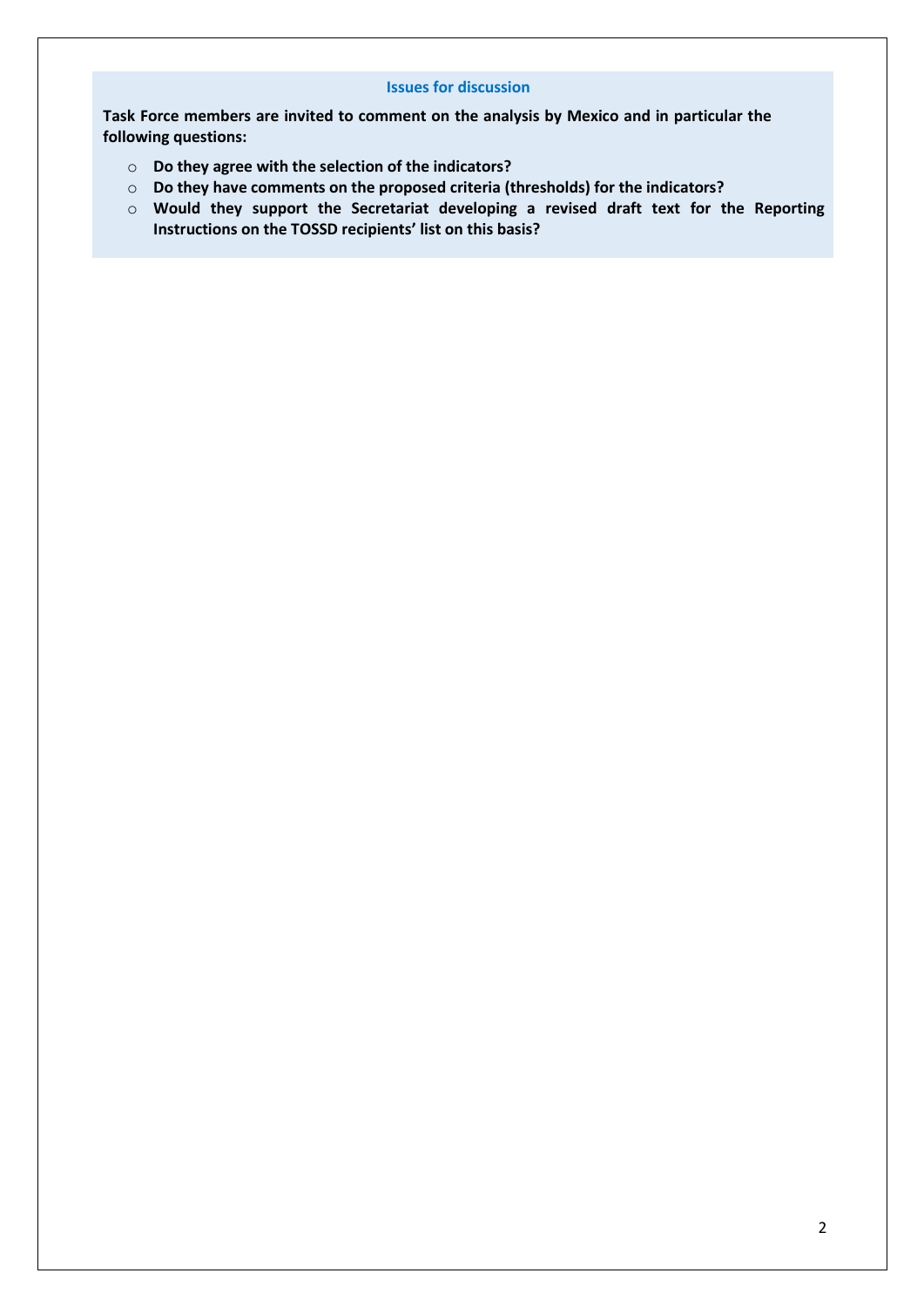### Issues for discussion

**Task Force members are invited to comment on the analysis by Mexico and in particular the following questions:**

- **Do they agree with the selection of the indicators?**
- **Do they have comments on the proposed criteria (thresholds) for the indicators?**
- **Would they support the Secretariat developing a revised draft text for the Reporting Instructions on the TOSSD recipients' list on this basis?**